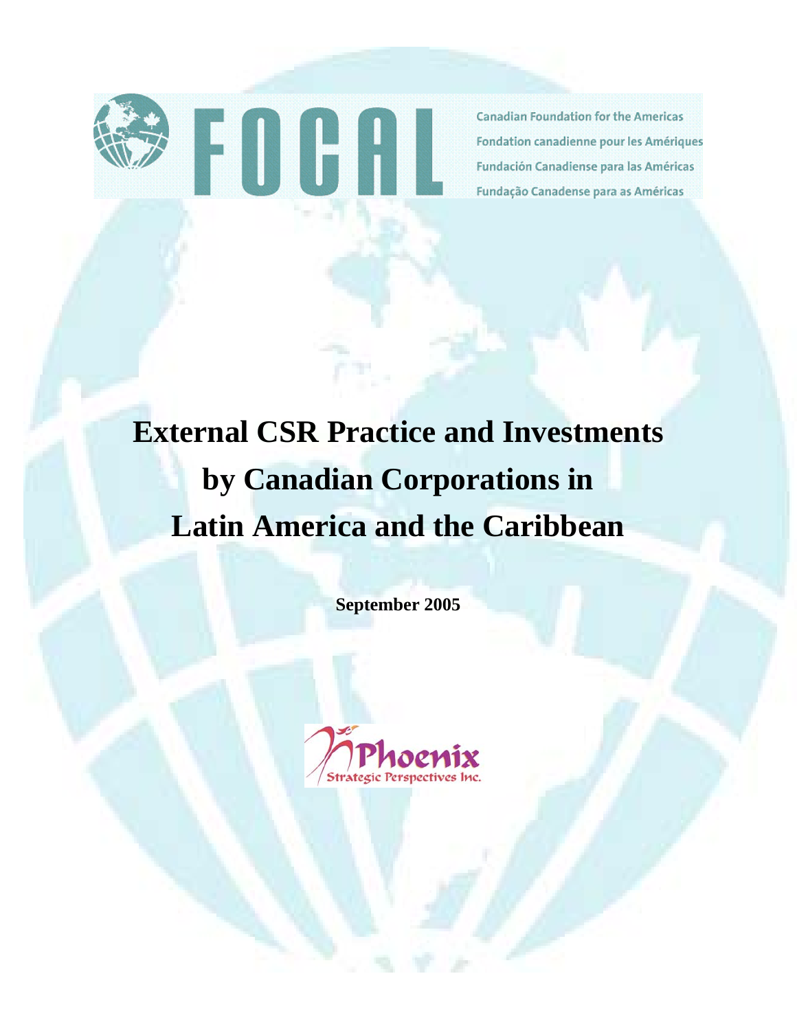FOCAL

Canadian Foundation for the Americas
Fondation canadienne pour les Amériques
Fundación Canadiense para las Américas
Fundação Canadense para as Américas

# External CSR Practice and Investments by Canadian Corporations in Latin America and the Caribbean

**September 2005**

Phoenix
Strategic Perspectives Inc.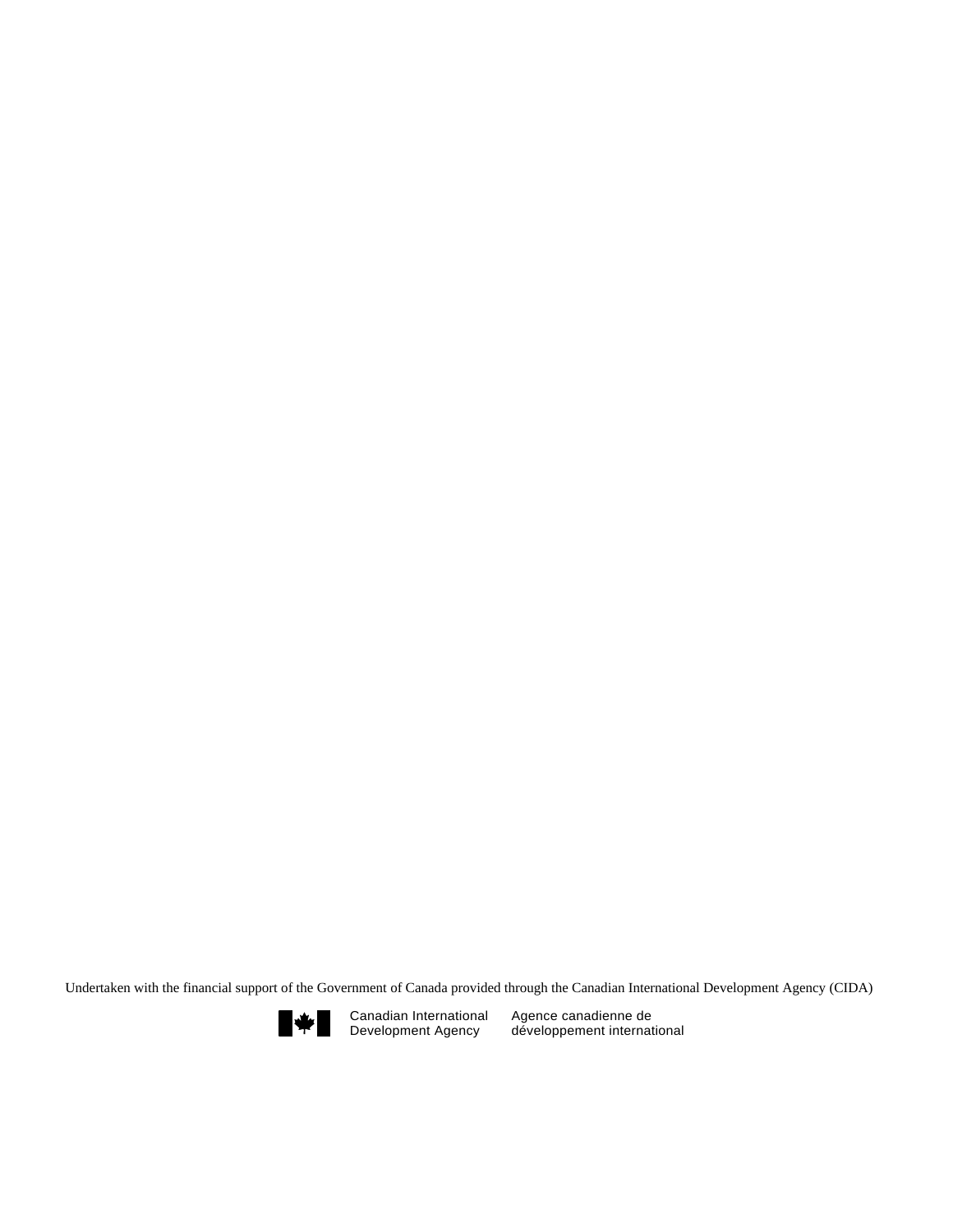Undertaken with the financial support of the Government of Canada provided through the Canadian International Development Agency (CIDA)

Canadian International Development Agency

Agence canadienne de développement international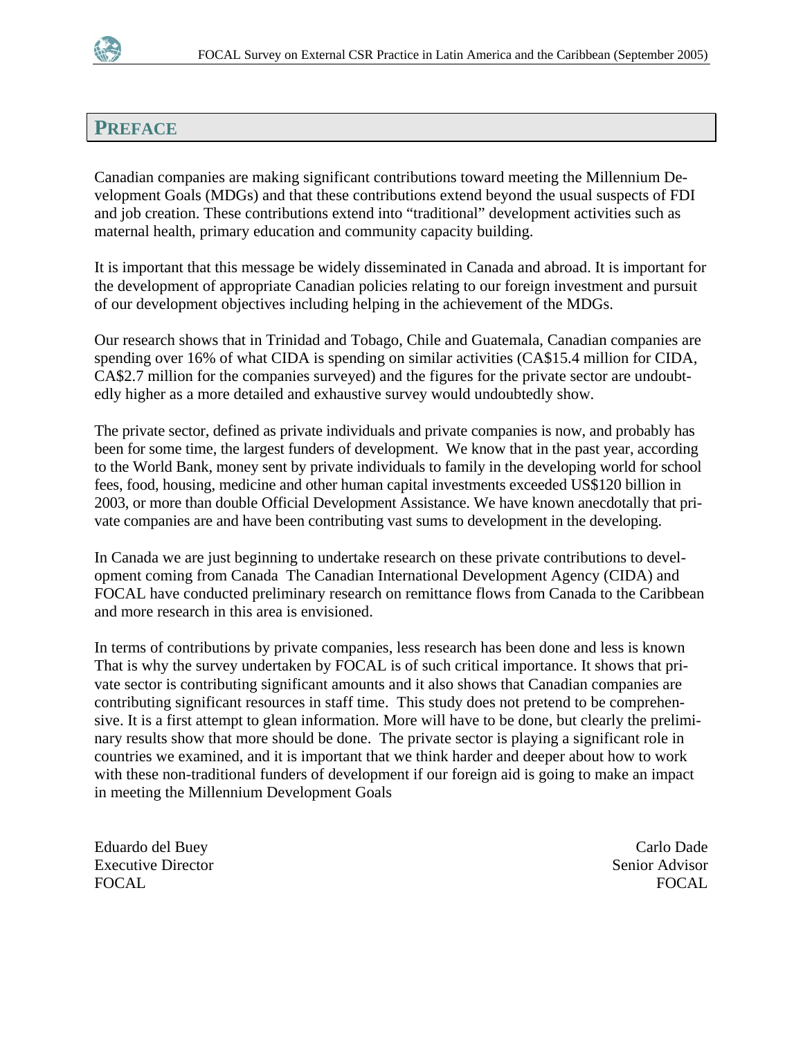# PREFACE

Canadian companies are making significant contributions toward meeting the Millennium Development Goals (MDGs) and that these contributions extend beyond the usual suspects of FDI and job creation. These contributions extend into "traditional" development activities such as maternal health, primary education and community capacity building.

It is important that this message be widely disseminated in Canada and abroad. It is important for the development of appropriate Canadian policies relating to our foreign investment and pursuit of our development objectives including helping in the achievement of the MDGs.

Our research shows that in Trinidad and Tobago, Chile and Guatemala, Canadian companies are spending over 16% of what CIDA is spending on similar activities (CA$15.4 million for CIDA, CA$2.7 million for the companies surveyed) and the figures for the private sector are undoubtedly higher as a more detailed and exhaustive survey would undoubtedly show.

The private sector, defined as private individuals and private companies is now, and probably has been for some time, the largest funders of development. We know that in the past year, according to the World Bank, money sent by private individuals to family in the developing world for school fees, food, housing, medicine and other human capital investments exceeded US$120 billion in 2003, or more than double Official Development Assistance. We have known anecdotally that private companies are and have been contributing vast sums to development in the developing.

In Canada we are just beginning to undertake research on these private contributions to development coming from Canada The Canadian International Development Agency (CIDA) and FOCAL have conducted preliminary research on remittance flows from Canada to the Caribbean and more research in this area is envisioned.

In terms of contributions by private companies, less research has been done and less is known That is why the survey undertaken by FOCAL is of such critical importance. It shows that private sector is contributing significant amounts and it also shows that Canadian companies are contributing significant resources in staff time. This study does not pretend to be comprehensive. It is a first attempt to glean information. More will have to be done, but clearly the preliminary results show that more should be done. The private sector is playing a significant role in countries we examined, and it is important that we think harder and deeper about how to work with these non-traditional funders of development if our foreign aid is going to make an impact in meeting the Millennium Development Goals

Eduardo del Buey
Executive Director
FOCAL

Carlo Dade
Senior Advisor
FOCAL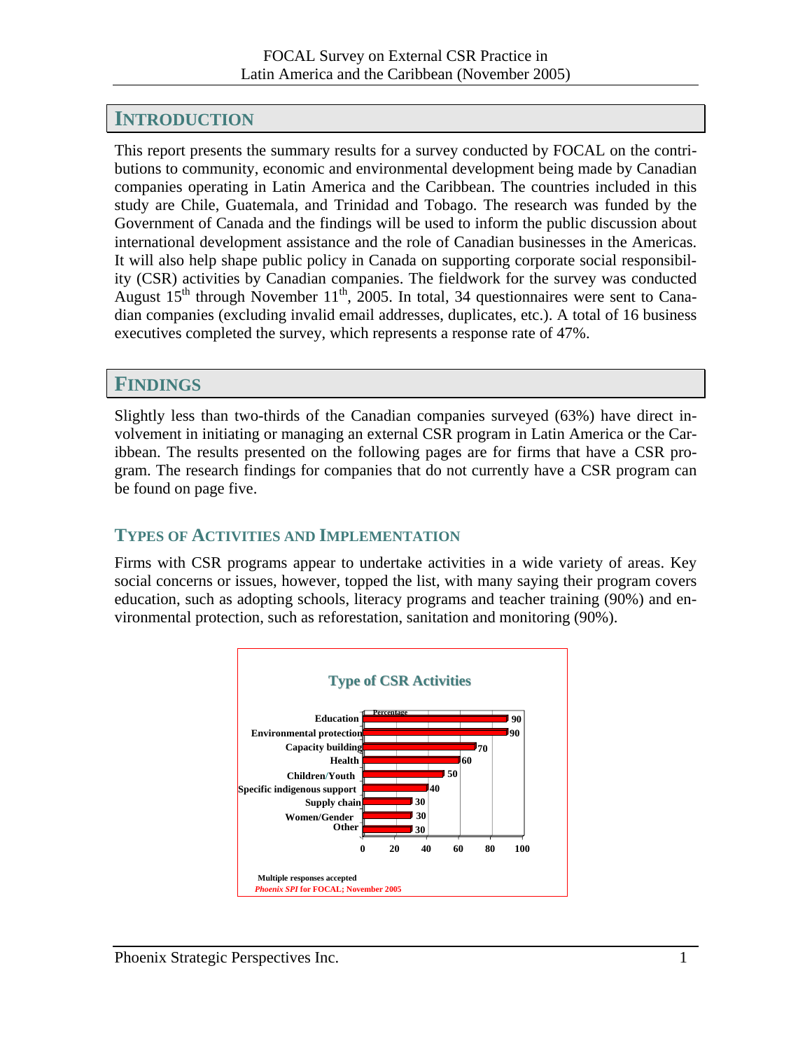## INTRODUCTION

This report presents the summary results for a survey conducted by FOCAL on the contributions to community, economic and environmental development being made by Canadian companies operating in Latin America and the Caribbean. The countries included in this study are Chile, Guatemala, and Trinidad and Tobago. The research was funded by the Government of Canada and the findings will be used to inform the public discussion about international development assistance and the role of Canadian businesses in the Americas. It will also help shape public policy in Canada on supporting corporate social responsibility (CSR) activities by Canadian companies. The fieldwork for the survey was conducted August 15th through November 11th, 2005. In total, 34 questionnaires were sent to Canadian companies (excluding invalid email addresses, duplicates, etc.). A total of 16 business executives completed the survey, which represents a response rate of 47%.

## FINDINGS

Slightly less than two-thirds of the Canadian companies surveyed (63%) have direct involvement in initiating or managing an external CSR program in Latin America or the Caribbean. The results presented on the following pages are for firms that have a CSR program. The research findings for companies that do not currently have a CSR program can be found on page five.

### TYPES OF ACTIVITIES AND IMPLEMENTATION

Firms with CSR programs appear to undertake activities in a wide variety of areas. Key social concerns or issues, however, topped the list, with many saying their program covers education, such as adopting schools, literacy programs and teacher training (90%) and environmental protection, such as reforestation, sanitation and monitoring (90%).

**Type of CSR Activities**

| Activity | Percentage |
|---|---|
| Education | 90 |
| Environmental protection | 90 |
| Capacity building | 70 |
| Health | 60 |
| Children/Youth | 50 |
| Specific indigenous support | 40 |
| Supply chain | 30 |
| Women/Gender | 30 |
| Other | 30 |

Multiple responses accepted

*Phoenix SPI* for FOCAL; November 2005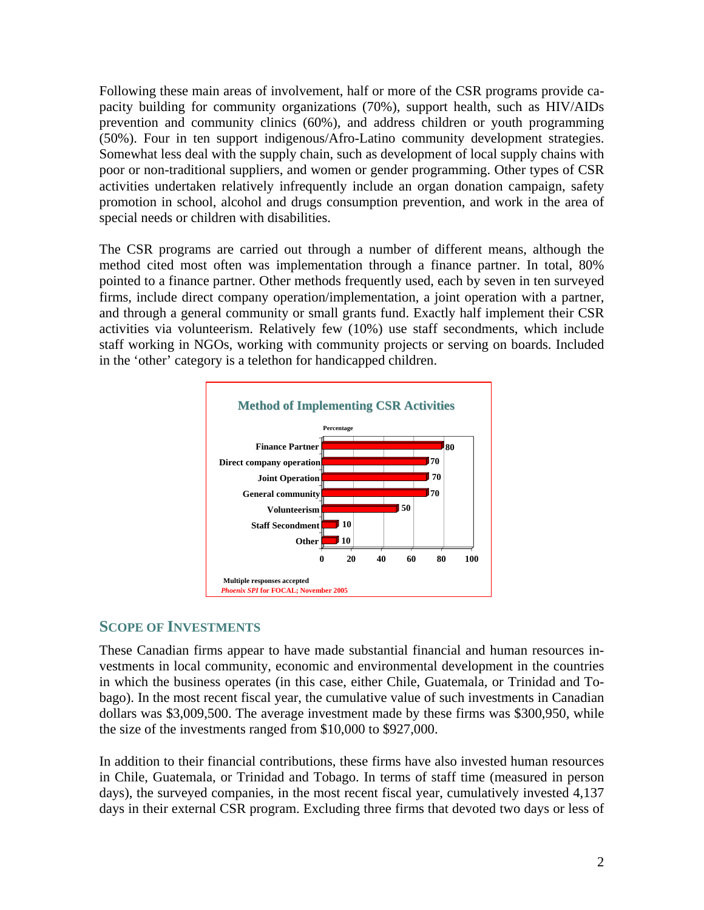Following these main areas of involvement, half or more of the CSR programs provide capacity building for community organizations (70%), support health, such as HIV/AIDs prevention and community clinics (60%), and address children or youth programming (50%). Four in ten support indigenous/Afro-Latino community development strategies. Somewhat less deal with the supply chain, such as development of local supply chains with poor or non-traditional suppliers, and women or gender programming. Other types of CSR activities undertaken relatively infrequently include an organ donation campaign, safety promotion in school, alcohol and drugs consumption prevention, and work in the area of special needs or children with disabilities.

The CSR programs are carried out through a number of different means, although the method cited most often was implementation through a finance partner. In total, 80% pointed to a finance partner. Other methods frequently used, each by seven in ten surveyed firms, include direct company operation/implementation, a joint operation with a partner, and through a general community or small grants fund. Exactly half implement their CSR activities via volunteerism. Relatively few (10%) use staff secondments, which include staff working in NGOs, working with community projects or serving on boards. Included in the 'other' category is a telethon for handicapped children.

**Method of Implementing CSR Activities**

| Method | Percentage |
|---|---|
| Finance Partner | 80 |
| Direct company operation | 70 |
| Joint Operation | 70 |
| General community | 70 |
| Volunteerism | 50 |
| Staff Secondment | 10 |
| Other | 10 |

Multiple responses accepted
*Phoenix SPI* for FOCAL; November 2005

## Scope of Investments

These Canadian firms appear to have made substantial financial and human resources investments in local community, economic and environmental development in the countries in which the business operates (in this case, either Chile, Guatemala, or Trinidad and Tobago). In the most recent fiscal year, the cumulative value of such investments in Canadian dollars was $3,009,500. The average investment made by these firms was $300,950, while the size of the investments ranged from $10,000 to $927,000.

In addition to their financial contributions, these firms have also invested human resources in Chile, Guatemala, or Trinidad and Tobago. In terms of staff time (measured in person days), the surveyed companies, in the most recent fiscal year, cumulatively invested 4,137 days in their external CSR program. Excluding three firms that devoted two days or less of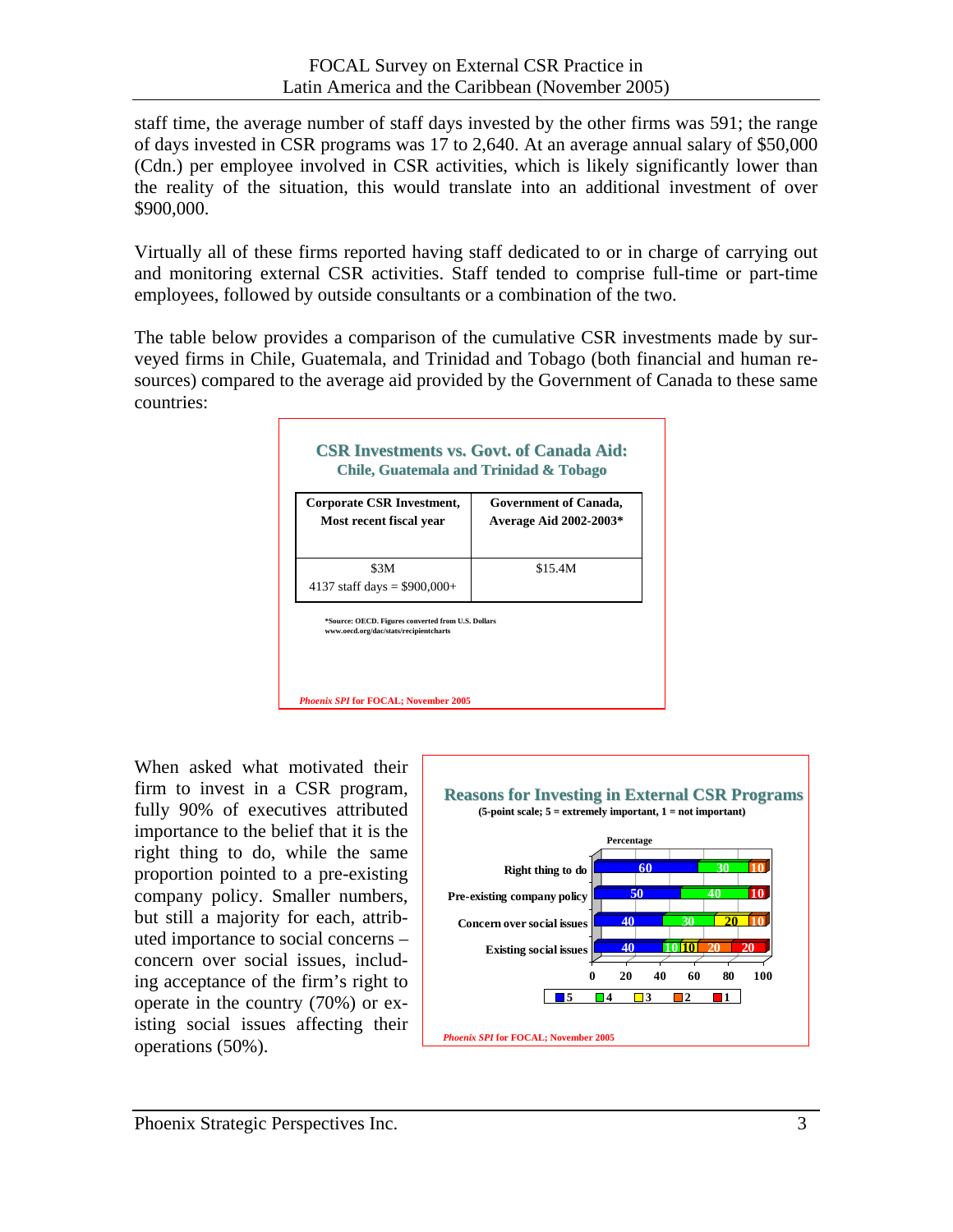staff time, the average number of staff days invested by the other firms was 591; the range of days invested in CSR programs was 17 to 2,640. At an average annual salary of $50,000 (Cdn.) per employee involved in CSR activities, which is likely significantly lower than the reality of the situation, this would translate into an additional investment of over $900,000.

Virtually all of these firms reported having staff dedicated to or in charge of carrying out and monitoring external CSR activities. Staff tended to comprise full-time or part-time employees, followed by outside consultants or a combination of the two.

The table below provides a comparison of the cumulative CSR investments made by surveyed firms in Chile, Guatemala, and Trinidad and Tobago (both financial and human resources) compared to the average aid provided by the Government of Canada to these same countries:

**CSR Investments vs. Govt. of Canada Aid: Chile, Guatemala and Trinidad & Tobago**

| Corporate CSR Investment, Most recent fiscal year | Government of Canada, Average Aid 2002-2003* |
|---|---|
| $3M<br>4137 staff days = $900,000+ | $15.4M |

*Source: OECD. Figures converted from U.S. Dollars www.oecd.org/dac/stats/recipientcharts

*Phoenix SPI* for FOCAL; November 2005

When asked what motivated their firm to invest in a CSR program, fully 90% of executives attributed importance to the belief that it is the right thing to do, while the same proportion pointed to a pre-existing company policy. Smaller numbers, but still a majority for each, attributed importance to social concerns – concern over social issues, including acceptance of the firm's right to operate in the country (70%) or existing social issues affecting their operations (50%).

**Reasons for Investing in External CSR Programs**
(5-point scale; 5 = extremely important, 1 = not important)

Percentage

| | 5 | 4 | 3 | 2 | 1 |
|---|---|---|---|---|---|
| Right thing to do | 60 | 30 | | 10 | |
| Pre-existing company policy | 50 | 40 | | | 10 |
| Concern over social issues | 40 | 30 | 20 | 10 | |
| Existing social issues | 40 | 10 | 10 | 20 | 20 |

*Phoenix SPI* for FOCAL; November 2005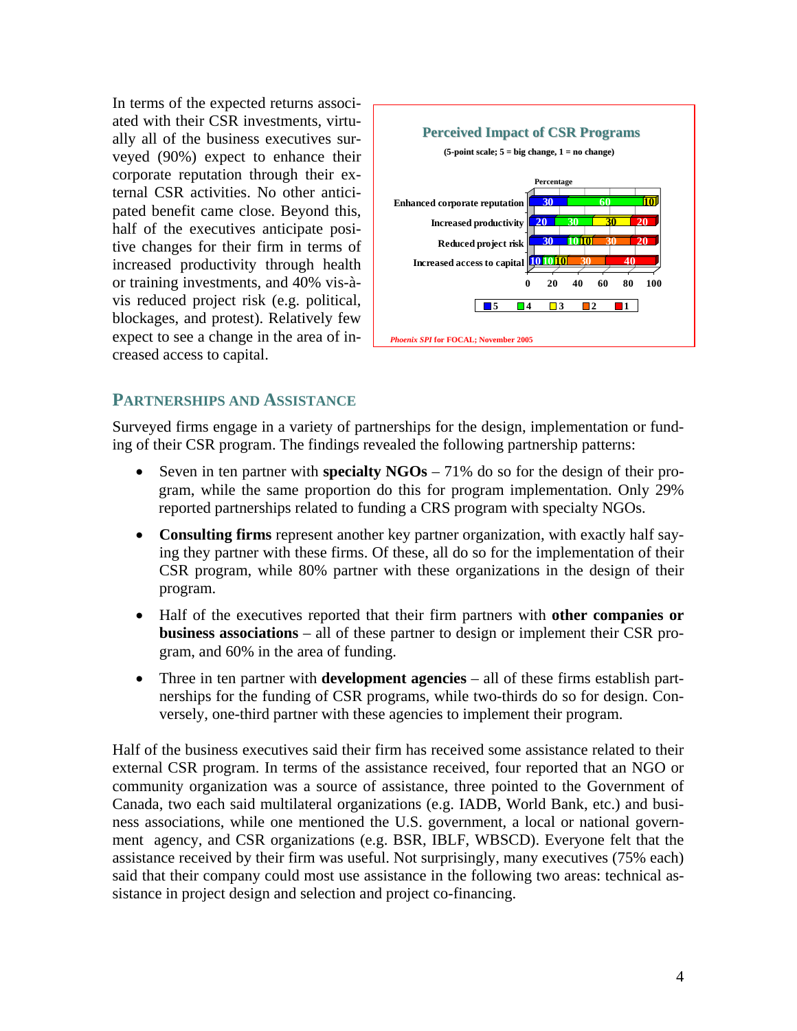In terms of the expected returns associated with their CSR investments, virtually all of the business executives surveyed (90%) expect to enhance their corporate reputation through their external CSR activities. No other anticipated benefit came close. Beyond this, half of the executives anticipate positive changes for their firm in terms of increased productivity through health or training investments, and 40% vis-à-vis reduced project risk (e.g. political, blockages, and protest). Relatively few expect to see a change in the area of increased access to capital.

**Perceived Impact of CSR Programs**

**(5-point scale; 5 = big change, 1 = no change)**

Percentage

| | 5 | 4 | 3 | 2 | 1 |
|---|---|---|---|---|---|
| Enhanced corporate reputation | 30 | 60 | 10 | | |
| Increased productivity | 20 | 30 | 30 | | 20 |
| Reduced project risk | 30 | 10 | 10 | 30 | 20 |
| Increased access to capital | 10 | 10 | 10 | 30 | 40 |

*Phoenix SPI* for FOCAL; November 2005

## Partnerships and Assistance

Surveyed firms engage in a variety of partnerships for the design, implementation or funding of their CSR program. The findings revealed the following partnership patterns:

- Seven in ten partner with **specialty NGOs** – 71% do so for the design of their program, while the same proportion do this for program implementation. Only 29% reported partnerships related to funding a CRS program with specialty NGOs.
- **Consulting firms** represent another key partner organization, with exactly half saying they partner with these firms. Of these, all do so for the implementation of their CSR program, while 80% partner with these organizations in the design of their program.
- Half of the executives reported that their firm partners with **other companies or business associations** – all of these partner to design or implement their CSR program, and 60% in the area of funding.
- Three in ten partner with **development agencies** – all of these firms establish partnerships for the funding of CSR programs, while two-thirds do so for design. Conversely, one-third partner with these agencies to implement their program.

Half of the business executives said their firm has received some assistance related to their external CSR program. In terms of the assistance received, four reported that an NGO or community organization was a source of assistance, three pointed to the Government of Canada, two each said multilateral organizations (e.g. IADB, World Bank, etc.) and business associations, while one mentioned the U.S. government, a local or national government agency, and CSR organizations (e.g. BSR, IBLF, WBSCD). Everyone felt that the assistance received by their firm was useful. Not surprisingly, many executives (75% each) said that their company could most use assistance in the following two areas: technical assistance in project design and selection and project co-financing.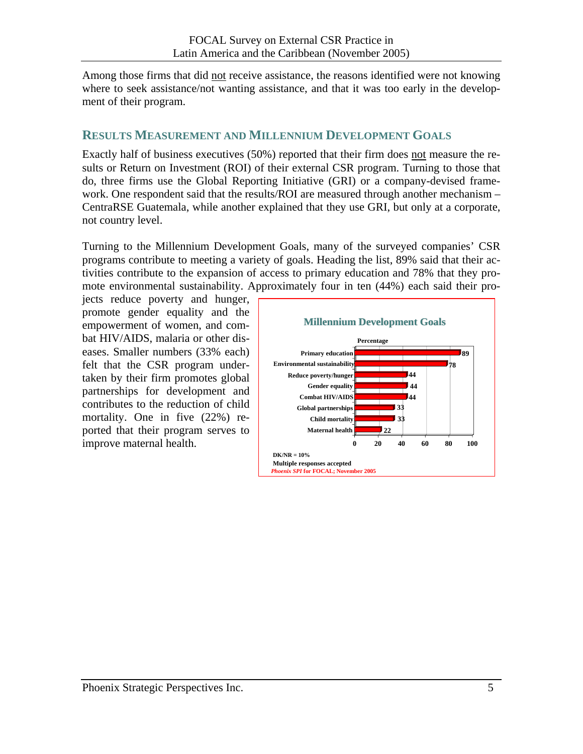Among those firms that did not receive assistance, the reasons identified were not knowing where to seek assistance/not wanting assistance, and that it was too early in the development of their program.

## RESULTS MEASUREMENT AND MILLENNIUM DEVELOPMENT GOALS

Exactly half of business executives (50%) reported that their firm does not measure the results or Return on Investment (ROI) of their external CSR program. Turning to those that do, three firms use the Global Reporting Initiative (GRI) or a company-devised framework. One respondent said that the results/ROI are measured through another mechanism – CentraRSE Guatemala, while another explained that they use GRI, but only at a corporate, not country level.

Turning to the Millennium Development Goals, many of the surveyed companies' CSR programs contribute to meeting a variety of goals. Heading the list, 89% said that their activities contribute to the expansion of access to primary education and 78% that they promote environmental sustainability. Approximately four in ten (44%) each said their projects reduce poverty and hunger, promote gender equality and the empowerment of women, and combat HIV/AIDS, malaria or other diseases. Smaller numbers (33% each) felt that the CSR program undertaken by their firm promotes global partnerships for development and contributes to the reduction of child mortality. One in five (22%) reported that their program serves to improve maternal health.

**Millennium Development Goals**

| Goal | Percentage |
|---|---|
| Primary education | 89 |
| Environmental sustainability | 78 |
| Reduce poverty/hunger | 44 |
| Gender equality | 44 |
| Combat HIV/AIDS | 44 |
| Global partnerships | 33 |
| Child mortality | 33 |
| Maternal health | 22 |

DK/NR = 10%
Multiple responses accepted
*Phoenix SPI* for FOCAL; November 2005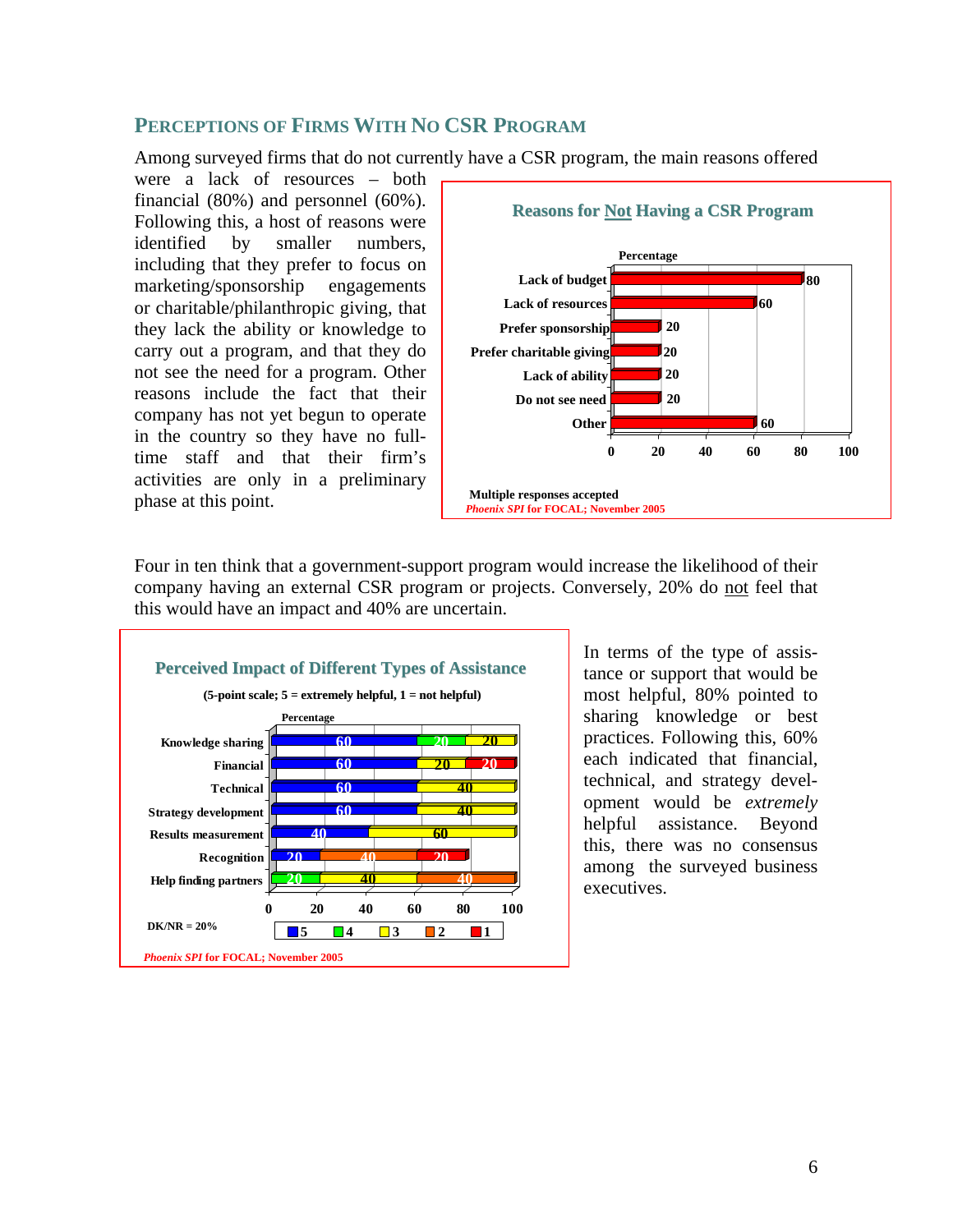## Perceptions of Firms With No CSR Program

Among surveyed firms that do not currently have a CSR program, the main reasons offered were a lack of resources – both financial (80%) and personnel (60%). Following this, a host of reasons were identified by smaller numbers, including that they prefer to focus on marketing/sponsorship engagements or charitable/philanthropic giving, that they lack the ability or knowledge to carry out a program, and that they do not see the need for a program. Other reasons include the fact that their company has not yet begun to operate in the country so they have no full-time staff and that their firm's activities are only in a preliminary phase at this point.

**Reasons for Not Having a CSR Program**

| Reason | Percentage |
|---|---|
| Lack of budget | 80 |
| Lack of resources | 60 |
| Prefer sponsorship | 20 |
| Prefer charitable giving | 20 |
| Lack of ability | 20 |
| Do not see need | 20 |
| Other | 60 |

Multiple responses accepted

*Phoenix SPI* for FOCAL; November 2005

Four in ten think that a government-support program would increase the likelihood of their company having an external CSR program or projects. Conversely, 20% do not feel that this would have an impact and 40% are uncertain.

**Perceived Impact of Different Types of Assistance**

(5-point scale; 5 = extremely helpful, 1 = not helpful)

| Type of assistance | 5 | 4 | 3 | 2 | 1 |
|---|---|---|---|---|---|
| Knowledge sharing | 60 | 20 | 20 | | |
| Financial | 60 | | 20 | | 20 |
| Technical | 60 | | 40 | | |
| Strategy development | 60 | | 40 | | |
| Results measurement | 40 | | 60 | | |
| Recognition | 20 | | | 40 | 20 |
| Help finding partners | | 20 | 40 | 40 | |

DK/NR = 20%

*Phoenix SPI* for FOCAL; November 2005

In terms of the type of assistance or support that would be most helpful, 80% pointed to sharing knowledge or best practices. Following this, 60% each indicated that financial, technical, and strategy development would be *extremely* helpful assistance. Beyond this, there was no consensus among the surveyed business executives.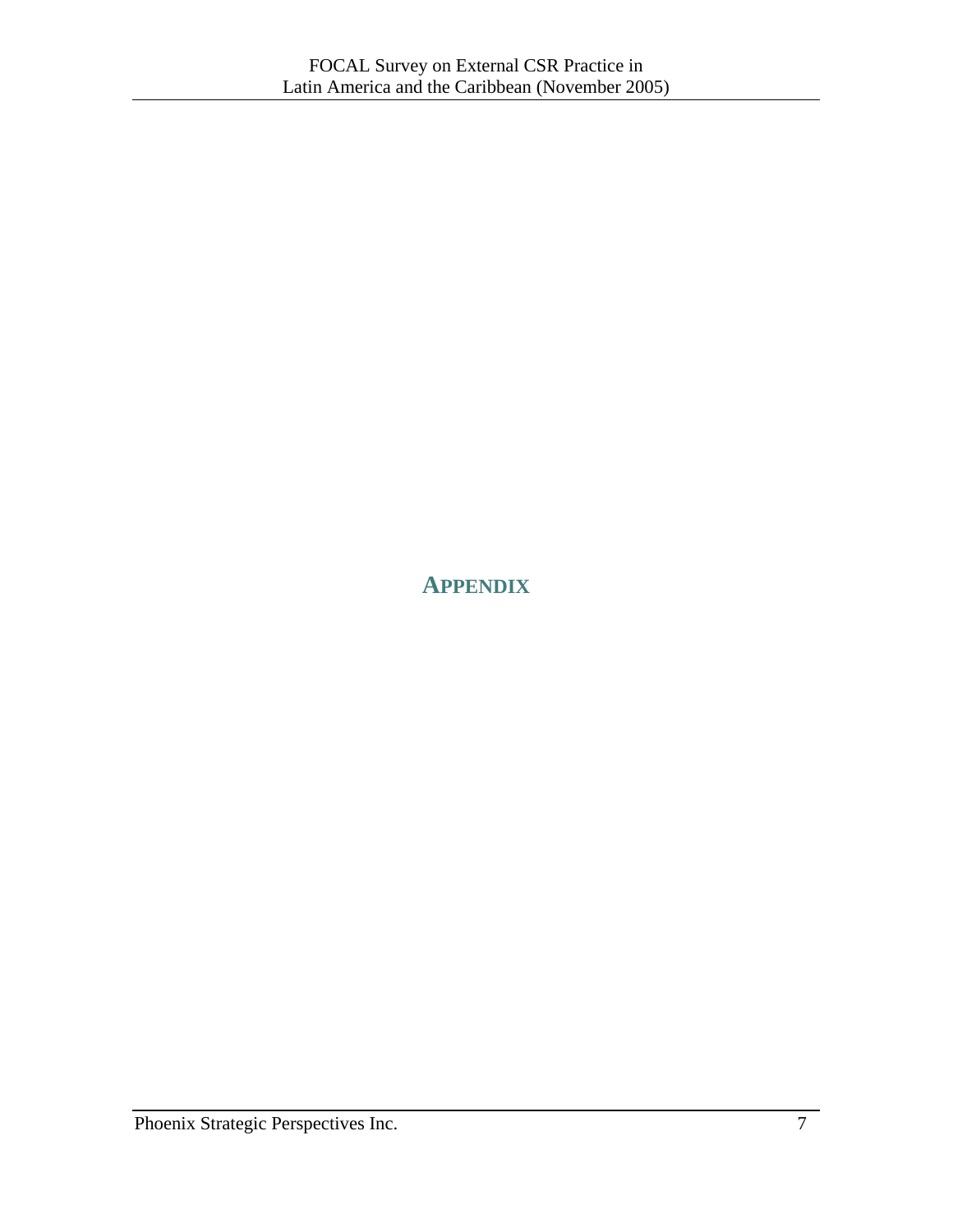# APPENDIX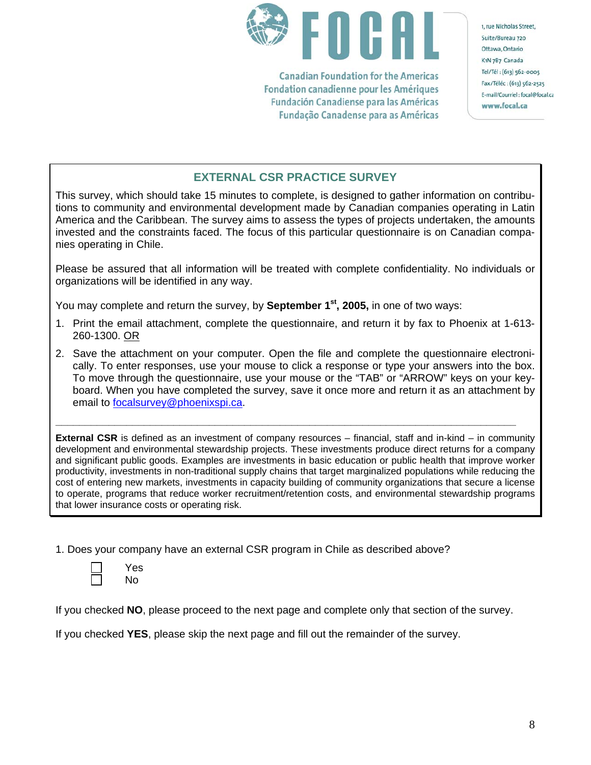FOCAL

Canadian Foundation for the Americas
Fondation canadienne pour les Amériques
Fundación Canadiense para las Américas
Fundação Canadense para as Américas

1, rue Nicholas Street,
Suite/Bureau 720
Ottawa, Ontario
K1N 7B7 Canada
Tel/Tél : (613) 562-0005
Fax/Téléc : (613) 562-2525
E-mail/Courriel : focal@focal.ca
www.focal.ca

## EXTERNAL CSR PRACTICE SURVEY

This survey, which should take 15 minutes to complete, is designed to gather information on contributions to community and environmental development made by Canadian companies operating in Latin America and the Caribbean. The survey aims to assess the types of projects undertaken, the amounts invested and the constraints faced. The focus of this particular questionnaire is on Canadian companies operating in Chile.

Please be assured that all information will be treated with complete confidentiality. No individuals or organizations will be identified in any way.

You may complete and return the survey, by **September 1st, 2005,** in one of two ways:

1. Print the email attachment, complete the questionnaire, and return it by fax to Phoenix at 1-613-260-1300. OR
2. Save the attachment on your computer. Open the file and complete the questionnaire electronically. To enter responses, use your mouse to click a response or type your answers into the box. To move through the questionnaire, use your mouse or the "TAB" or "ARROW" keys on your keyboard. When you have completed the survey, save it once more and return it as an attachment by email to focalsurvey@phoenixspi.ca.

---

**External CSR** is defined as an investment of company resources – financial, staff and in-kind – in community development and environmental stewardship projects. These investments produce direct returns for a company and significant public goods. Examples are investments in basic education or public health that improve worker productivity, investments in non-traditional supply chains that target marginalized populations while reducing the cost of entering new markets, investments in capacity building of community organizations that secure a license to operate, programs that reduce worker recruitment/retention costs, and environmental stewardship programs that lower insurance costs or operating risk.

1. Does your company have an external CSR program in Chile as described above?

- ☐ Yes
- ☐ No

If you checked **NO**, please proceed to the next page and complete only that section of the survey.

If you checked **YES**, please skip the next page and fill out the remainder of the survey.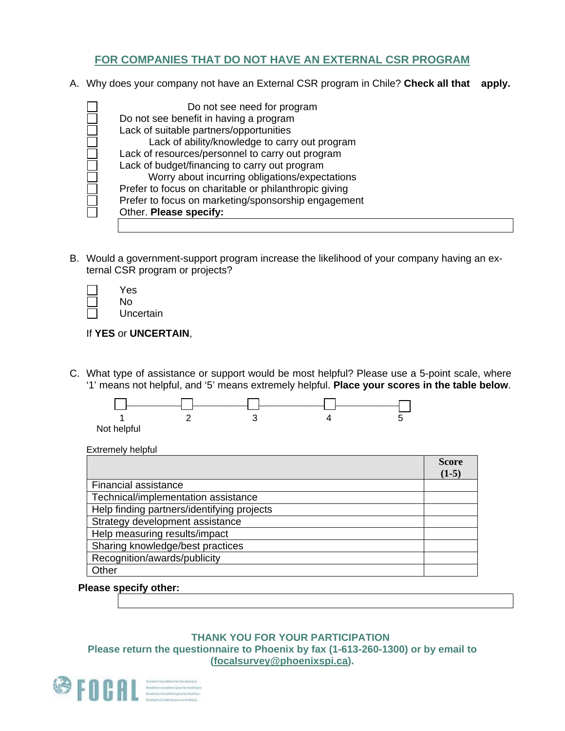## FOR COMPANIES THAT DO NOT HAVE AN EXTERNAL CSR PROGRAM

A. Why does your company not have an External CSR program in Chile? **Check all that apply.**

- ☐ Do not see need for program
- ☐ Do not see benefit in having a program
- ☐ Lack of suitable partners/opportunities
- ☐ Lack of ability/knowledge to carry out program
- ☐ Lack of resources/personnel to carry out program
- ☐ Lack of budget/financing to carry out program
- ☐ Worry about incurring obligations/expectations
- ☐ Prefer to focus on charitable or philanthropic giving
- ☐ Prefer to focus on marketing/sponsorship engagement
- ☐ Other. **Please specify:**

B. Would a government-support program increase the likelihood of your company having an external CSR program or projects?

- ☐ Yes
- ☐ No
- ☐ Uncertain

If **YES** or **UNCERTAIN**,

C. What type of assistance or support would be most helpful? Please use a 5-point scale, where '1' means not helpful, and '5' means extremely helpful. **Place your scores in the table below**.

☐ 1 — ☐ 2 — ☐ 3 — ☐ 4 — ☐ 5

Not helpful (1) — Extremely helpful (5)

| | Score (1-5) |
|---|---|
| Financial assistance | |
| Technical/implementation assistance | |
| Help finding partners/identifying projects | |
| Strategy development assistance | |
| Help measuring results/impact | |
| Sharing knowledge/best practices | |
| Recognition/awards/publicity | |
| Other | |

**Please specify other:**

**THANK YOU FOR YOUR PARTICIPATION**

**Please return the questionnaire to Phoenix by fax (1-613-260-1300) or by email to (focalsurvey@phoenixspi.ca).**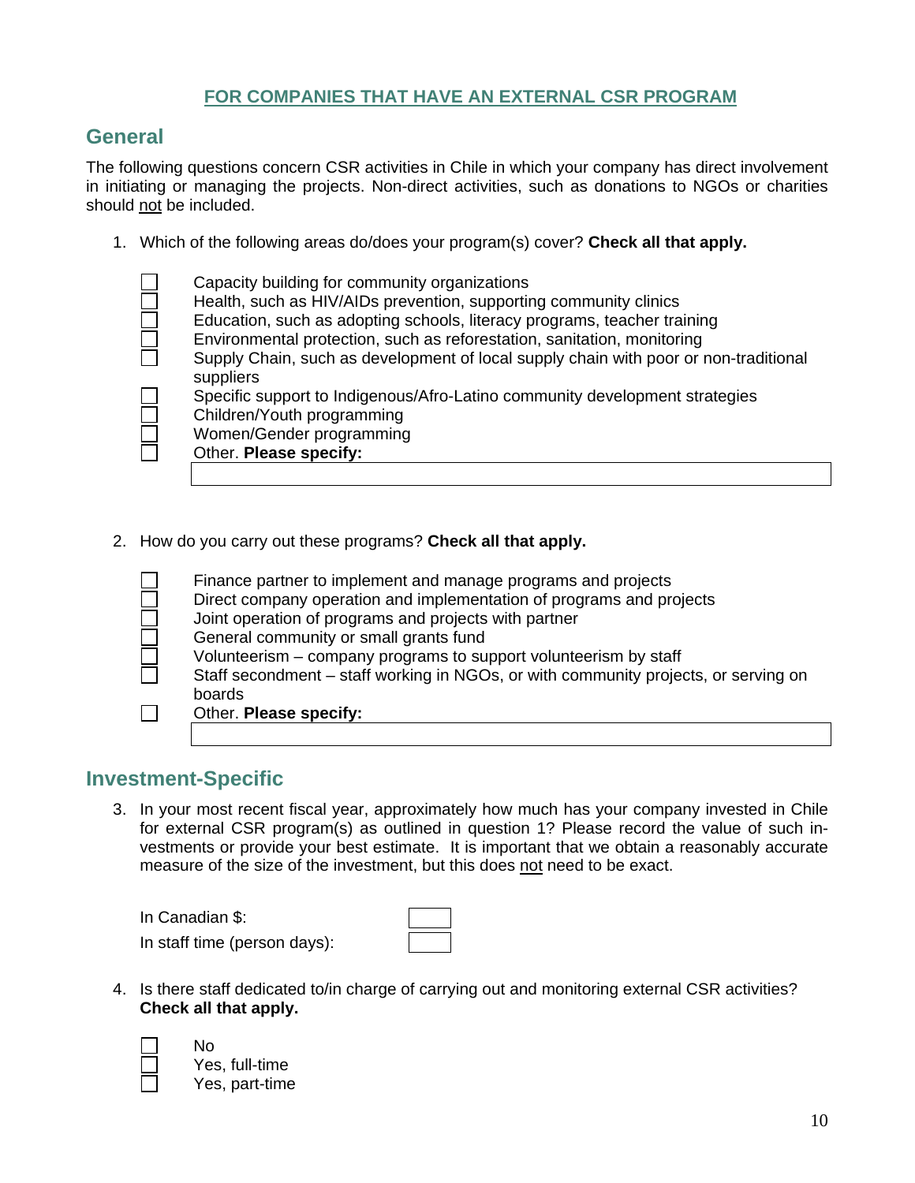## FOR COMPANIES THAT HAVE AN EXTERNAL CSR PROGRAM

## General

The following questions concern CSR activities in Chile in which your company has direct involvement in initiating or managing the projects. Non-direct activities, such as donations to NGOs or charities should not be included.

1. Which of the following areas do/does your program(s) cover? **Check all that apply.**

   - ☐ Capacity building for community organizations
   - ☐ Health, such as HIV/AIDs prevention, supporting community clinics
   - ☐ Education, such as adopting schools, literacy programs, teacher training
   - ☐ Environmental protection, such as reforestation, sanitation, monitoring
   - ☐ Supply Chain, such as development of local supply chain with poor or non-traditional suppliers
   - ☐ Specific support to Indigenous/Afro-Latino community development strategies
   - ☐ Children/Youth programming
   - ☐ Women/Gender programming
   - ☐ Other. **Please specify:** \_\_\_\_\_\_\_\_\_\_

2. How do you carry out these programs? **Check all that apply.**

   - ☐ Finance partner to implement and manage programs and projects
   - ☐ Direct company operation and implementation of programs and projects
   - ☐ Joint operation of programs and projects with partner
   - ☐ General community or small grants fund
   - ☐ Volunteerism – company programs to support volunteerism by staff
   - ☐ Staff secondment – staff working in NGOs, or with community projects, or serving on boards
   - ☐ Other. **Please specify:** \_\_\_\_\_\_\_\_\_\_

## Investment-Specific

3. In your most recent fiscal year, approximately how much has your company invested in Chile for external CSR program(s) as outlined in question 1? Please record the value of such investments or provide your best estimate. It is important that we obtain a reasonably accurate measure of the size of the investment, but this does not need to be exact.

   In Canadian $: \_\_\_\_\_\_\_\_\_\_

   In staff time (person days): \_\_\_\_\_\_\_\_\_\_

4. Is there staff dedicated to/in charge of carrying out and monitoring external CSR activities? **Check all that apply.**

   - ☐ No
   - ☐ Yes, full-time
   - ☐ Yes, part-time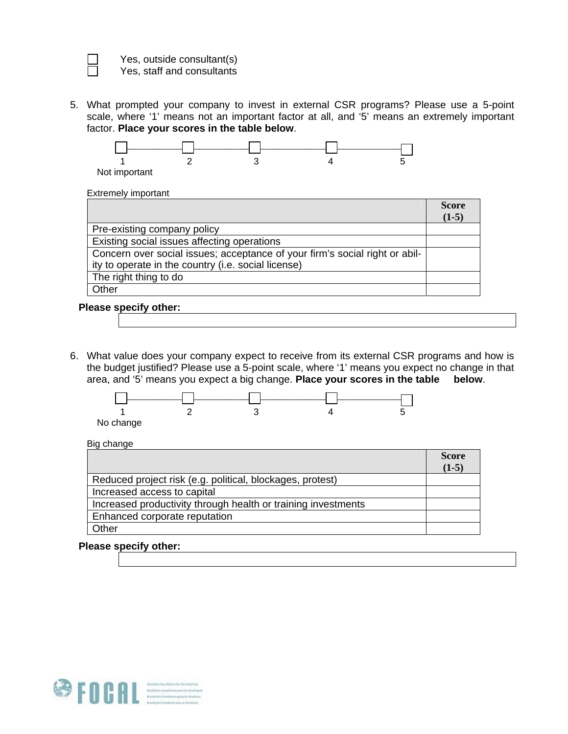- ☐ Yes, outside consultant(s)
- ☐ Yes, staff and consultants

5. What prompted your company to invest in external CSR programs? Please use a 5-point scale, where ‘1’ means not an important factor at all, and ‘5’ means an extremely important factor. **Place your scores in the table below**.

   ☐ 1 — ☐ 2 — ☐ 3 — ☐ 4 — ☐ 5

   Not important

   Extremely important

| | Score (1-5) |
|---|---|
| Pre-existing company policy | |
| Existing social issues affecting operations | |
| Concern over social issues; acceptance of your firm’s social right or ability to operate in the country (i.e. social license) | |
| The right thing to do | |
| Other | |

**Please specify other:**

6. What value does your company expect to receive from its external CSR programs and how is the budget justified? Please use a 5-point scale, where ‘1’ means you expect no change in that area, and ‘5’ means you expect a big change. **Place your scores in the table below**.

   ☐ 1 — ☐ 2 — ☐ 3 — ☐ 4 — ☐ 5

   No change

   Big change

| | Score (1-5) |
|---|---|
| Reduced project risk (e.g. political, blockages, protest) | |
| Increased access to capital | |
| Increased productivity through health or training investments | |
| Enhanced corporate reputation | |
| Other | |

**Please specify other:**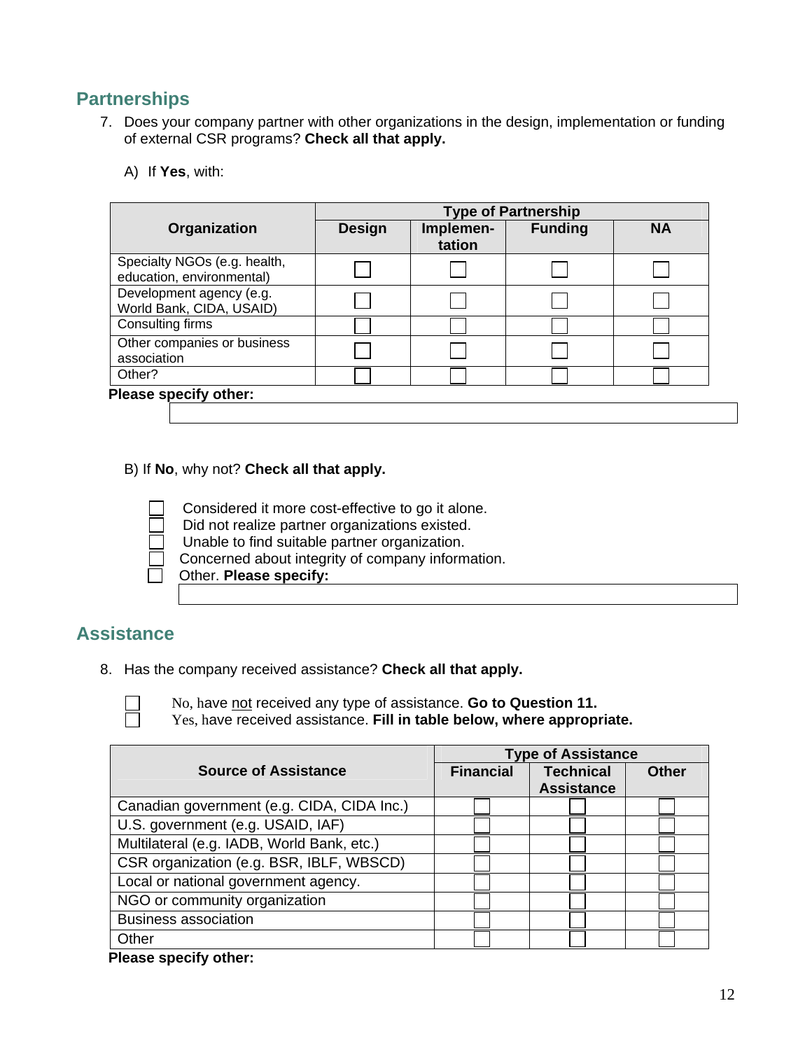## Partnerships

7. Does your company partner with other organizations in the design, implementation or funding of external CSR programs? **Check all that apply.**

   A) If **Yes**, with:

| Organization | Type of Partnership | | | |
|---|---|---|---|---|
| | Design | Implemen-tation | Funding | NA |
| Specialty NGOs (e.g. health, education, environmental) | ☐ | ☐ | ☐ | ☐ |
| Development agency (e.g. World Bank, CIDA, USAID) | ☐ | ☐ | ☐ | ☐ |
| Consulting firms | ☐ | ☐ | ☐ | ☐ |
| Other companies or business association | ☐ | ☐ | ☐ | ☐ |
| Other? | ☐ | ☐ | ☐ | ☐ |

**Please specify other:**

   B) If **No**, why not? **Check all that apply.**

- ☐ Considered it more cost-effective to go it alone.
- ☐ Did not realize partner organizations existed.
- ☐ Unable to find suitable partner organization.
- ☐ Concerned about integrity of company information.
- ☐ Other. **Please specify:**

## Assistance

8. Has the company received assistance? **Check all that apply.**

- ☐ No, have not received any type of assistance. **Go to Question 11.**
- ☐ Yes, have received assistance. **Fill in table below, where appropriate.**

| Source of Assistance | Type of Assistance | | |
|---|---|---|---|
| | Financial | Technical Assistance | Other |
| Canadian government (e.g. CIDA, CIDA Inc.) | ☐ | ☐ | ☐ |
| U.S. government (e.g. USAID, IAF) | ☐ | ☐ | ☐ |
| Multilateral (e.g. IADB, World Bank, etc.) | ☐ | ☐ | ☐ |
| CSR organization (e.g. BSR, IBLF, WBSCD) | ☐ | ☐ | ☐ |
| Local or national government agency. | ☐ | ☐ | ☐ |
| NGO or community organization | ☐ | ☐ | ☐ |
| Business association | ☐ | ☐ | ☐ |
| Other | ☐ | ☐ | ☐ |

**Please specify other:**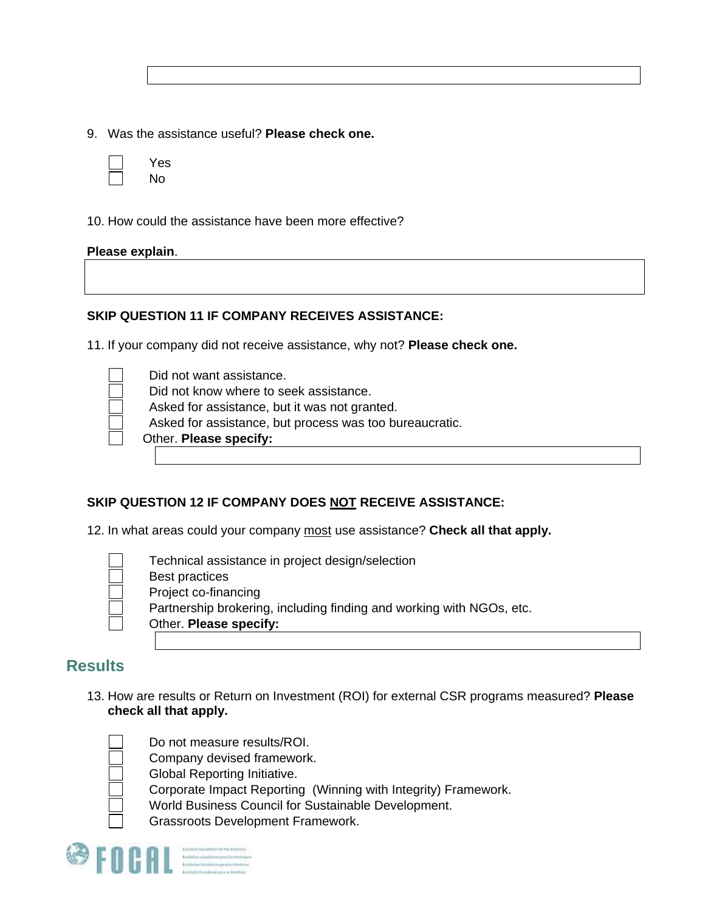9. Was the assistance useful? **Please check one.**

- [ ] Yes
- [ ] No

10. How could the assistance have been more effective?

**Please explain**.

**SKIP QUESTION 11 IF COMPANY RECEIVES ASSISTANCE:**

11. If your company did not receive assistance, why not? **Please check one.**

- [ ] Did not want assistance.
- [ ] Did not know where to seek assistance.
- [ ] Asked for assistance, but it was not granted.
- [ ] Asked for assistance, but process was too bureaucratic.
- [ ] Other. **Please specify:**

**SKIP QUESTION 12 IF COMPANY DOES <u>NOT</u> RECEIVE ASSISTANCE:**

12. In what areas could your company <u>most</u> use assistance? **Check all that apply.**

- [ ] Technical assistance in project design/selection
- [ ] Best practices
- [ ] Project co-financing
- [ ] Partnership brokering, including finding and working with NGOs, etc.
- [ ] Other. **Please specify:**

## Results

13. How are results or Return on Investment (ROI) for external CSR programs measured? **Please check all that apply.**

- [ ] Do not measure results/ROI.
- [ ] Company devised framework.
- [ ] Global Reporting Initiative.
- [ ] Corporate Impact Reporting (Winning with Integrity) Framework.
- [ ] World Business Council for Sustainable Development.
- [ ] Grassroots Development Framework.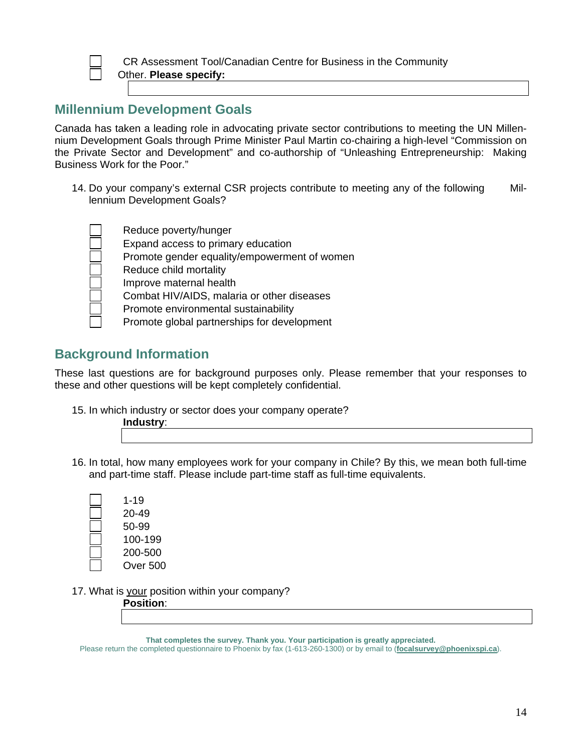- [ ] CR Assessment Tool/Canadian Centre for Business in the Community
- [ ] Other. **Please specify:**

## Millennium Development Goals

Canada has taken a leading role in advocating private sector contributions to meeting the UN Millennium Development Goals through Prime Minister Paul Martin co-chairing a high-level "Commission on the Private Sector and Development" and co-authorship of "Unleashing Entrepreneurship: Making Business Work for the Poor."

14. Do your company's external CSR projects contribute to meeting any of the following Millennium Development Goals?

- [ ] Reduce poverty/hunger
- [ ] Expand access to primary education
- [ ] Promote gender equality/empowerment of women
- [ ] Reduce child mortality
- [ ] Improve maternal health
- [ ] Combat HIV/AIDS, malaria or other diseases
- [ ] Promote environmental sustainability
- [ ] Promote global partnerships for development

## Background Information

These last questions are for background purposes only. Please remember that your responses to these and other questions will be kept completely confidential.

15. In which industry or sector does your company operate?

**Industry**:

16. In total, how many employees work for your company in Chile? By this, we mean both full-time and part-time staff. Please include part-time staff as full-time equivalents.

- [ ] 1-19
- [ ] 20-49
- [ ] 50-99
- [ ] 100-199
- [ ] 200-500
- [ ] Over 500

17. What is your position within your company?

**Position**:

**That completes the survey. Thank you. Your participation is greatly appreciated.**

Please return the completed questionnaire to Phoenix by fax (1-613-260-1300) or by email to (**focalsurvey@phoenixspi.ca**).